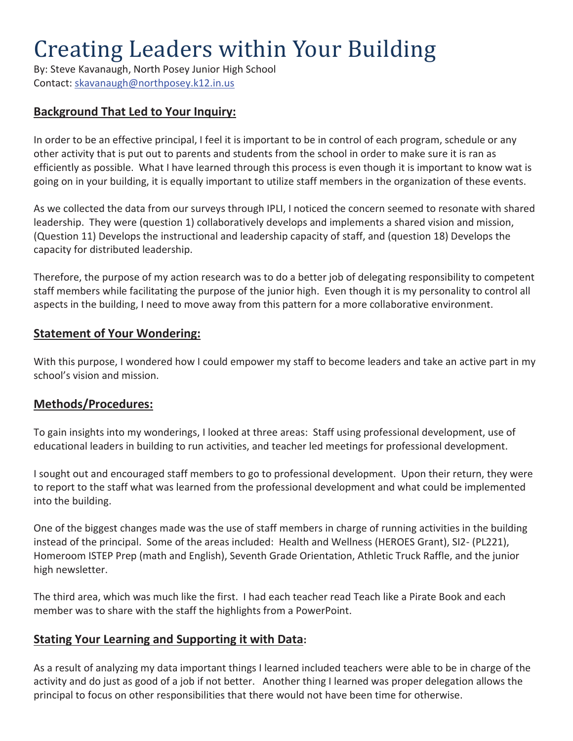# Creating Leaders within Your Building

By: Steve Kavanaugh, North Posey Junior High School
Contact: skavanaugh@northposey.k12.in.us

## Background That Led to Your Inquiry:

In order to be an effective principal, I feel it is important to be in control of each program, schedule or any other activity that is put out to parents and students from the school in order to make sure it is ran as efficiently as possible. What I have learned through this process is even though it is important to know wat is going on in your building, it is equally important to utilize staff members in the organization of these events.

As we collected the data from our surveys through IPLI, I noticed the concern seemed to resonate with shared leadership. They were (question 1) collaboratively develops and implements a shared vision and mission, (Question 11) Develops the instructional and leadership capacity of staff, and (question 18) Develops the capacity for distributed leadership.

Therefore, the purpose of my action research was to do a better job of delegating responsibility to competent staff members while facilitating the purpose of the junior high. Even though it is my personality to control all aspects in the building, I need to move away from this pattern for a more collaborative environment.

## Statement of Your Wondering:

With this purpose, I wondered how I could empower my staff to become leaders and take an active part in my school's vision and mission.

## Methods/Procedures:

To gain insights into my wonderings, I looked at three areas: Staff using professional development, use of educational leaders in building to run activities, and teacher led meetings for professional development.

I sought out and encouraged staff members to go to professional development. Upon their return, they were to report to the staff what was learned from the professional development and what could be implemented into the building.

One of the biggest changes made was the use of staff members in charge of running activities in the building instead of the principal. Some of the areas included: Health and Wellness (HEROES Grant), SI2- (PL221), Homeroom ISTEP Prep (math and English), Seventh Grade Orientation, Athletic Truck Raffle, and the junior high newsletter.

The third area, which was much like the first. I had each teacher read Teach like a Pirate Book and each member was to share with the staff the highlights from a PowerPoint.

## Stating Your Learning and Supporting it with Data:

As a result of analyzing my data important things I learned included teachers were able to be in charge of the activity and do just as good of a job if not better. Another thing I learned was proper delegation allows the principal to focus on other responsibilities that there would not have been time for otherwise.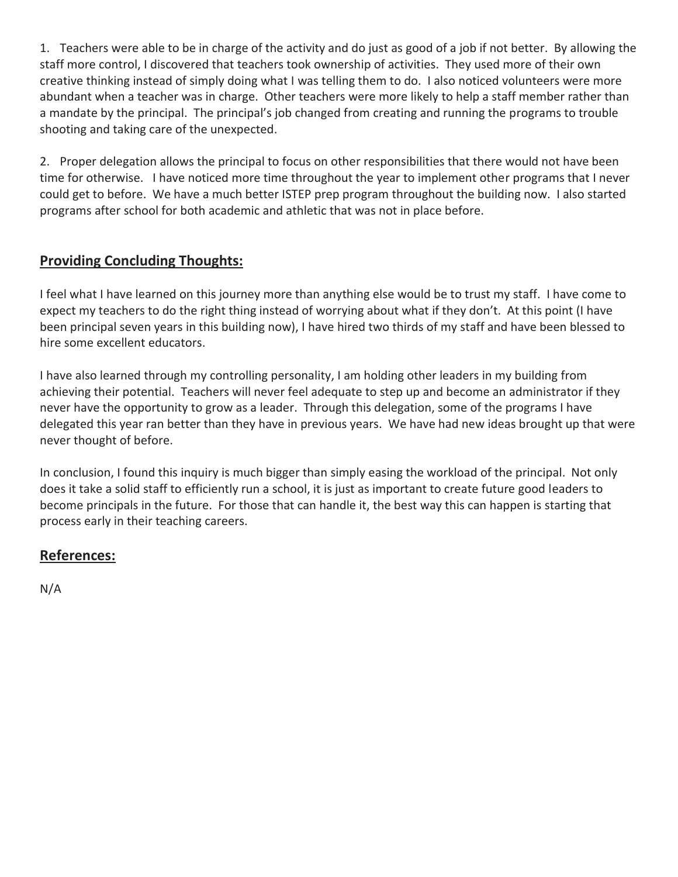1. Teachers were able to be in charge of the activity and do just as good of a job if not better. By allowing the staff more control, I discovered that teachers took ownership of activities. They used more of their own creative thinking instead of simply doing what I was telling them to do. I also noticed volunteers were more abundant when a teacher was in charge. Other teachers were more likely to help a staff member rather than a mandate by the principal. The principal's job changed from creating and running the programs to trouble shooting and taking care of the unexpected.

2. Proper delegation allows the principal to focus on other responsibilities that there would not have been time for otherwise. I have noticed more time throughout the year to implement other programs that I never could get to before. We have a much better ISTEP prep program throughout the building now. I also started programs after school for both academic and athletic that was not in place before.

## **Providing Concluding Thoughts:**

I feel what I have learned on this journey more than anything else would be to trust my staff. I have come to expect my teachers to do the right thing instead of worrying about what if they don't. At this point (I have been principal seven years in this building now), I have hired two thirds of my staff and have been blessed to hire some excellent educators.

I have also learned through my controlling personality, I am holding other leaders in my building from achieving their potential. Teachers will never feel adequate to step up and become an administrator if they never have the opportunity to grow as a leader. Through this delegation, some of the programs I have delegated this year ran better than they have in previous years. We have had new ideas brought up that were never thought of before.

In conclusion, I found this inquiry is much bigger than simply easing the workload of the principal. Not only does it take a solid staff to efficiently run a school, it is just as important to create future good leaders to become principals in the future. For those that can handle it, the best way this can happen is starting that process early in their teaching careers.

## **References:**

N/A